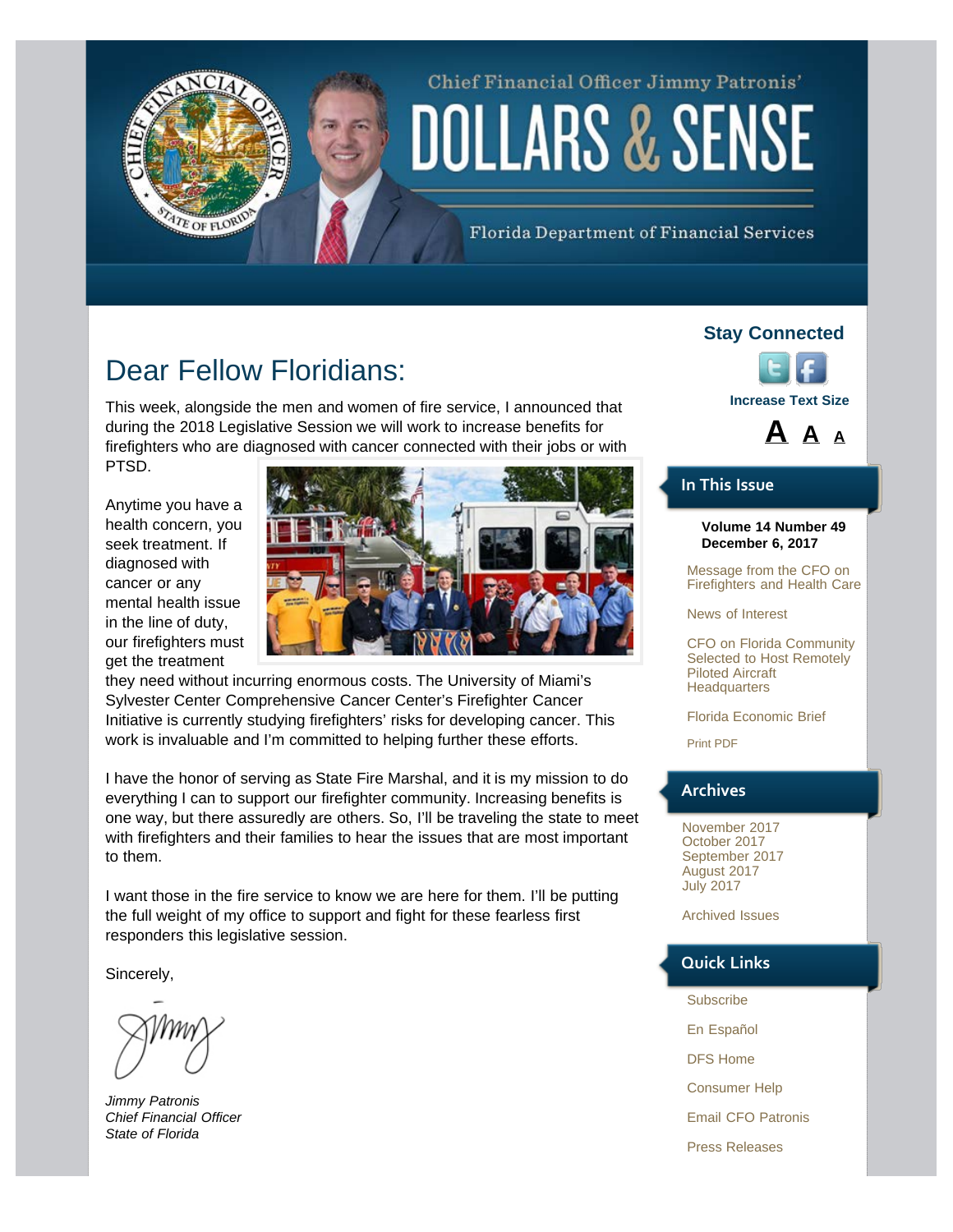Chief Financial Officer Jimmy Patronis'

# DOLLARS & SENSE

Florida Department of Financial Services

## Dear Fellow Floridians:

This week, alongside the men and women of fire service, I announced that during the 2018 Legislative Session we will work to increase benefits for firefighters who are diagnosed with cancer connected with their jobs or with PTSD.

Anytime you have a health concern, you seek treatment. If diagnosed with cancer or any mental health issue in the line of duty, our firefighters must get the treatment they need without incurring enormous costs. The University of Miami's Sylvester Center Comprehensive Cancer Center's Firefighter Cancer Initiative is currently studying firefighters' risks for developing cancer. This work is invaluable and I'm committed to helping further these efforts.

I have the honor of serving as State Fire Marshal, and it is my mission to do everything I can to support our firefighter community. Increasing benefits is one way, but there assuredly are others. So, I'll be traveling the state to meet with firefighters and their families to hear the issues that are most important to them.

I want those in the fire service to know we are here for them. I'll be putting the full weight of my office to support and fight for these fearless first responders this legislative session.

Sincerely,

*Jimmy Patronis*
*Chief Financial Officer*
*State of Florida*

### Stay Connected

Increase Text Size

A A A

### In This Issue

**Volume 14 Number 49**
**December 6, 2017**

Message from the CFO on Firefighters and Health Care

News of Interest

CFO on Florida Community Selected to Host Remotely Piloted Aircraft Headquarters

Florida Economic Brief

Print PDF

### Archives

November 2017
October 2017
September 2017
August 2017
July 2017

Archived Issues

### Quick Links

Subscribe

En Español

DFS Home

Consumer Help

Email CFO Patronis

Press Releases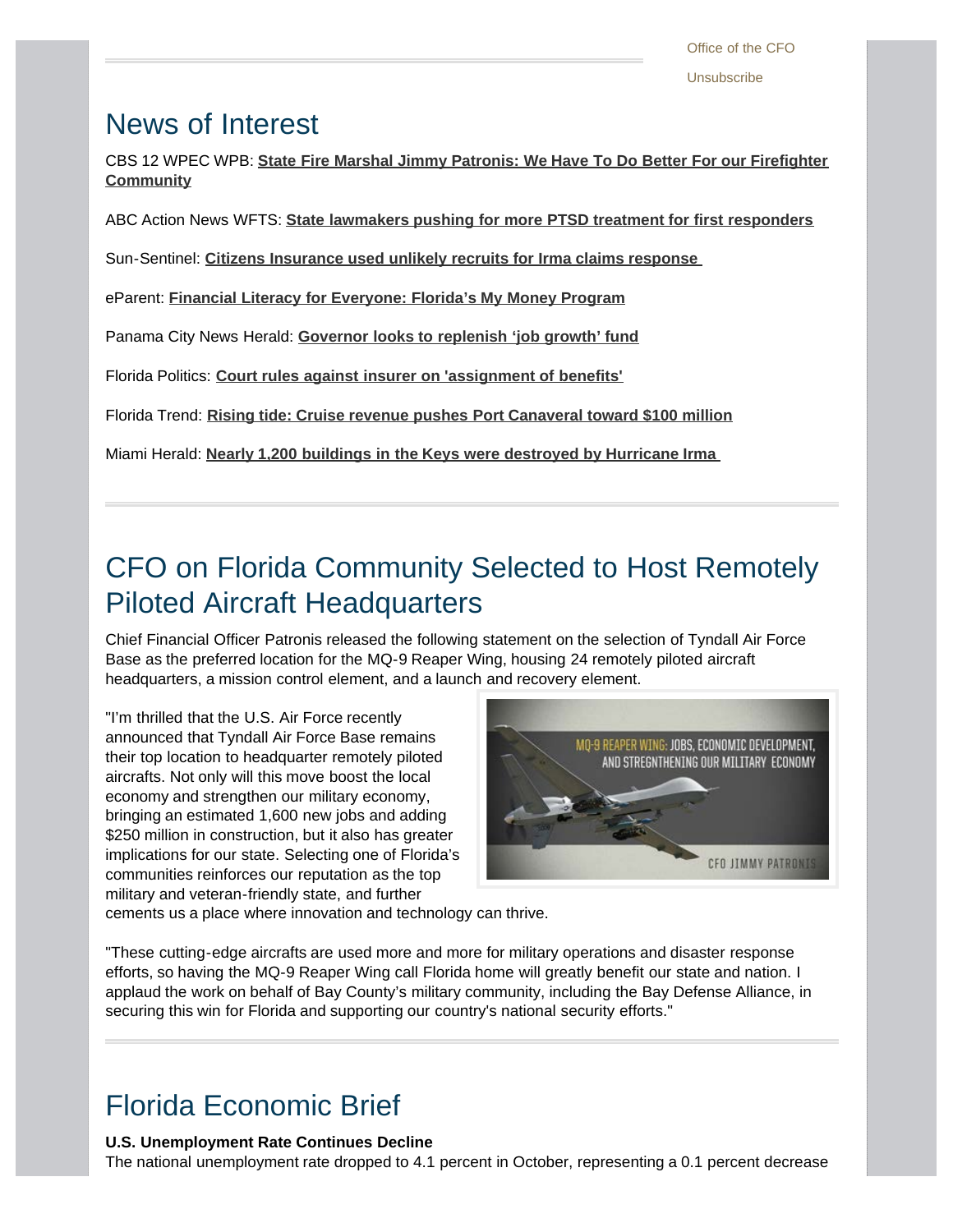Office of the CFO

Unsubscribe

# News of Interest

CBS 12 WPEC WPB: **State Fire Marshal Jimmy Patronis: We Have To Do Better For our Firefighter Community**

ABC Action News WFTS: **State lawmakers pushing for more PTSD treatment for first responders**

Sun-Sentinel: **Citizens Insurance used unlikely recruits for Irma claims response**

eParent: **Financial Literacy for Everyone: Florida's My Money Program**

Panama City News Herald: **Governor looks to replenish 'job growth' fund**

Florida Politics: **Court rules against insurer on 'assignment of benefits'**

Florida Trend: **Rising tide: Cruise revenue pushes Port Canaveral toward $100 million**

Miami Herald: **Nearly 1,200 buildings in the Keys were destroyed by Hurricane Irma**

# CFO on Florida Community Selected to Host Remotely Piloted Aircraft Headquarters

Chief Financial Officer Patronis released the following statement on the selection of Tyndall Air Force Base as the preferred location for the MQ-9 Reaper Wing, housing 24 remotely piloted aircraft headquarters, a mission control element, and a launch and recovery element.

"I'm thrilled that the U.S. Air Force recently announced that Tyndall Air Force Base remains their top location to headquarter remotely piloted aircrafts. Not only will this move boost the local economy and strengthen our military economy, bringing an estimated 1,600 new jobs and adding $250 million in construction, but it also has greater implications for our state. Selecting one of Florida's communities reinforces our reputation as the top military and veteran-friendly state, and further cements us a place where innovation and technology can thrive.

"These cutting-edge aircrafts are used more and more for military operations and disaster response efforts, so having the MQ-9 Reaper Wing call Florida home will greatly benefit our state and nation. I applaud the work on behalf of Bay County's military community, including the Bay Defense Alliance, in securing this win for Florida and supporting our country's national security efforts."

# Florida Economic Brief

**U.S. Unemployment Rate Continues Decline**

The national unemployment rate dropped to 4.1 percent in October, representing a 0.1 percent decrease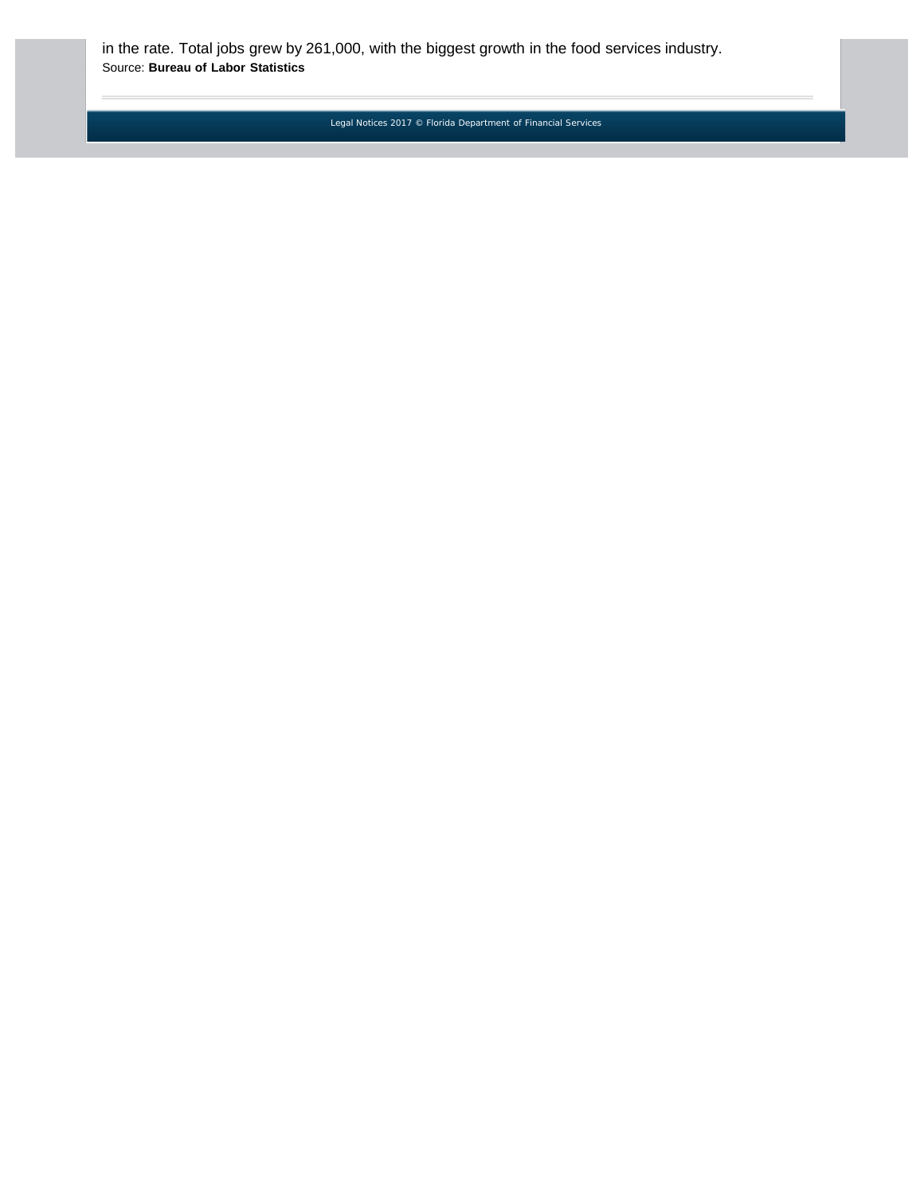in the rate. Total jobs grew by 261,000, with the biggest growth in the food services industry.
Source: **Bureau of Labor Statistics**

Legal Notices 2017 © Florida Department of Financial Services